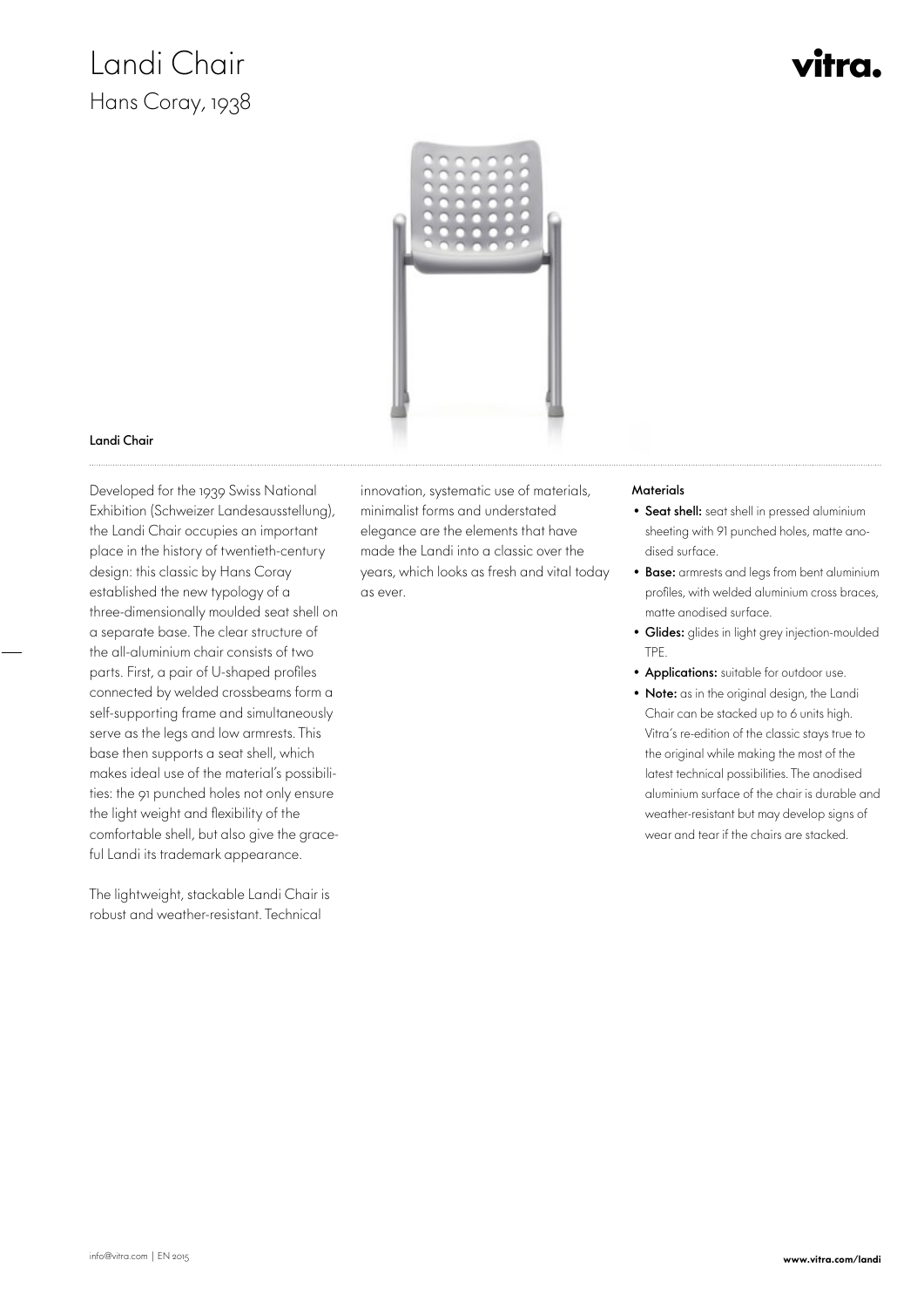# Landi Chair

## Hans Coray, 1938

vitra.

### Landi Chair

Developed for the 1939 Swiss National Exhibition (Schweizer Landesausstellung), the Landi Chair occupies an important place in the history of twentieth-century design: this classic by Hans Coray established the new typology of a three-dimensionally moulded seat shell on a separate base. The clear structure of the all-aluminium chair consists of two parts. First, a pair of U-shaped profiles connected by welded crossbeams form a self-supporting frame and simultaneously serve as the legs and low armrests. This base then supports a seat shell, which makes ideal use of the material's possibilities: the 91 punched holes not only ensure the light weight and flexibility of the comfortable shell, but also give the graceful Landi its trademark appearance.

The lightweight, stackable Landi Chair is robust and weather-resistant. Technical innovation, systematic use of materials, minimalist forms and understated elegance are the elements that have made the Landi into a classic over the years, which looks as fresh and vital today as ever.

#### Materials

- **Seat shell:** seat shell in pressed aluminium sheeting with 91 punched holes, matte anodised surface.
- **Base:** armrests and legs from bent aluminium profiles, with welded aluminium cross braces, matte anodised surface.
- **Glides:** glides in light grey injection-moulded TPE.
- **Applications:** suitable for outdoor use.
- **Note:** as in the original design, the Landi Chair can be stacked up to 6 units high. Vitra's re-edition of the classic stays true to the original while making the most of the latest technical possibilities. The anodised aluminium surface of the chair is durable and weather-resistant but may develop signs of wear and tear if the chairs are stacked.

info@vitra.com | EN 2015

**www.vitra.com/landi**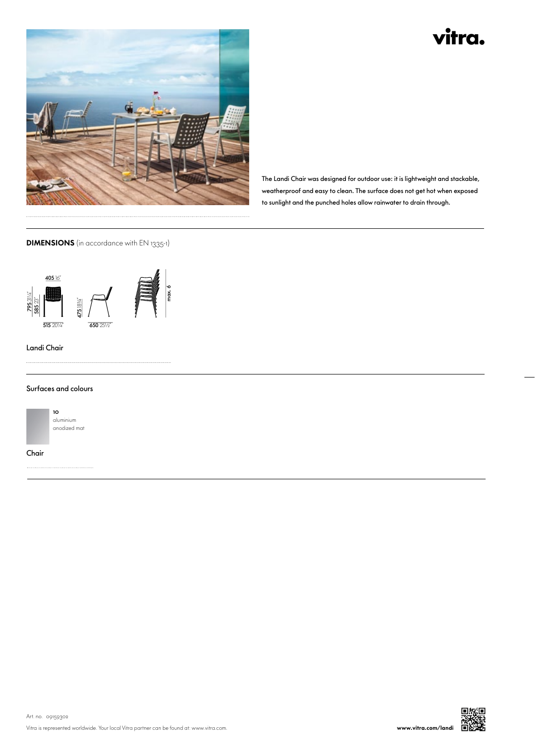vitra.

The Landi Chair was designed for outdoor use: it is lightweight and stackable, weatherproof and easy to clean. The surface does not get hot when exposed to sunlight and the punched holes allow rainwater to drain through.

## DIMENSIONS (in accordance with EN 1335-1)

405 16"

795 31¼"

585 23"

515 20¼"

475 18¾"

650 25½"

max. 6

Landi Chair

## Surfaces and colours

**10**
aluminium
anodized mat

Chair

Art. no. 09159302

Vitra is represented worldwide. Your local Vitra partner can be found at: www.vitra.com.

**www.vitra.com/landi**